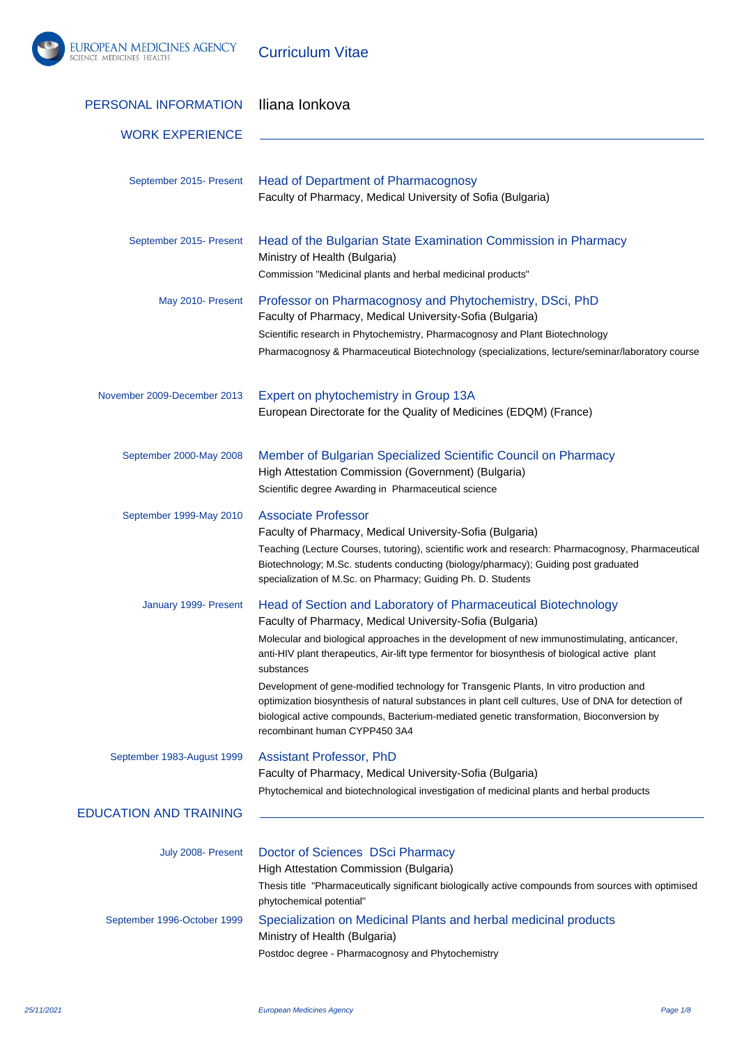# Curriculum Vitae

## PERSONAL INFORMATION

Iliana Ionkova

## WORK EXPERIENCE

**September 2015- Present**

### Head of Department of Pharmacognosy

Faculty of Pharmacy, Medical University of Sofia (Bulgaria)

**September 2015- Present**

### Head of the Bulgarian State Examination Commission in Pharmacy

Ministry of Health (Bulgaria)

Commission "Medicinal plants and herbal medicinal products"

**May 2010- Present**

### Professor on Pharmacognosy and Phytochemistry, DSci, PhD

Faculty of Pharmacy, Medical University-Sofia (Bulgaria)

Scientific research in Phytochemistry, Pharmacognosy and Plant Biotechnology

Pharmacognosy & Pharmaceutical Biotechnology (specializations, lecture/seminar/laboratory course

**November 2009-December 2013**

### Expert on phytochemistry in Group 13A

European Directorate for the Quality of Medicines (EDQM) (France)

**September 2000-May 2008**

### Member of Bulgarian Specialized Scientific Council on Pharmacy

High Attestation Commission (Government) (Bulgaria)

Scientific degree Awarding in Pharmaceutical science

**September 1999-May 2010**

### Associate Professor

Faculty of Pharmacy, Medical University-Sofia (Bulgaria)

Teaching (Lecture Courses, tutoring), scientific work and research: Pharmacognosy, Pharmaceutical Biotechnology; M.Sc. students conducting (biology/pharmacy); Guiding post graduated specialization of M.Sc. on Pharmacy; Guiding Ph. D. Students

**January 1999- Present**

### Head of Section and Laboratory of Pharmaceutical Biotechnology

Faculty of Pharmacy, Medical University-Sofia (Bulgaria)

Molecular and biological approaches in the development of new immunostimulating, anticancer, anti-HIV plant therapeutics, Air-lift type fermentor for biosynthesis of biological active plant substances

Development of gene-modified technology for Transgenic Plants, In vitro production and optimization biosynthesis of natural substances in plant cell cultures, Use of DNA for detection of biological active compounds, Bacterium-mediated genetic transformation, Bioconversion by recombinant human CYPP450 3A4

**September 1983-August 1999**

### Assistant Professor, PhD

Faculty of Pharmacy, Medical University-Sofia (Bulgaria)

Phytochemical and biotechnological investigation of medicinal plants and herbal products

## EDUCATION AND TRAINING

**July 2008- Present**

### Doctor of Sciences DSci Pharmacy

High Attestation Commission (Bulgaria)

Thesis title "Pharmaceutically significant biologically active compounds from sources with optimised phytochemical potential"

**September 1996-October 1999**

### Specialization on Medicinal Plants and herbal medicinal products

Ministry of Health (Bulgaria)

Postdoc degree - Pharmacognosy and Phytochemistry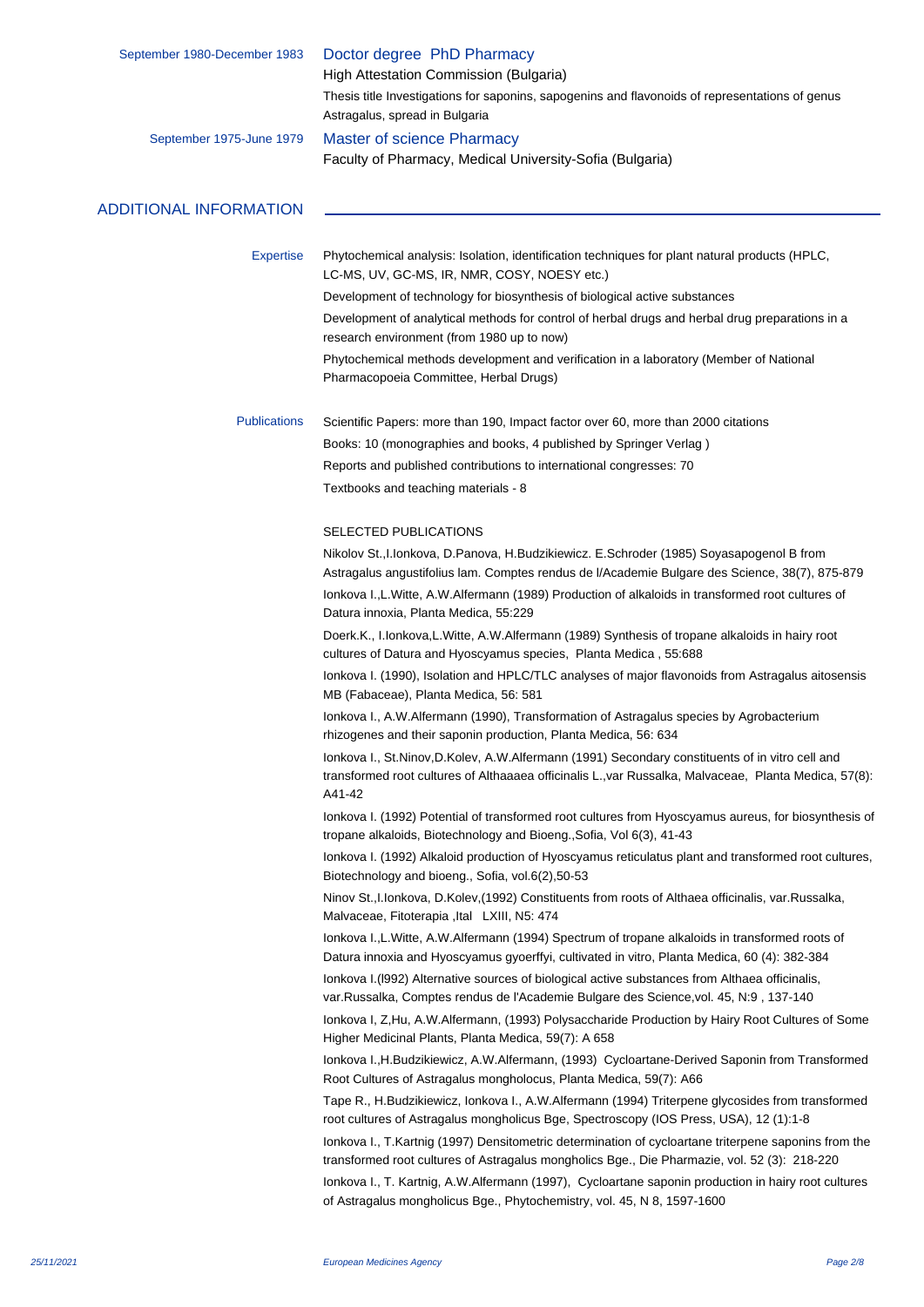September 1980-December 1983 **Doctor degree PhD Pharmacy**

High Attestation Commission (Bulgaria)

Thesis title Investigations for saponins, sapogenins and flavonoids of representations of genus Astragalus, spread in Bulgaria

September 1975-June 1979 **Master of science Pharmacy**

Faculty of Pharmacy, Medical University-Sofia (Bulgaria)

## ADDITIONAL INFORMATION

**Expertise**

Phytochemical analysis: Isolation, identification techniques for plant natural products (HPLC, LC-MS, UV, GC-MS, IR, NMR, COSY, NOESY etc.)

Development of technology for biosynthesis of biological active substances

Development of analytical methods for control of herbal drugs and herbal drug preparations in a research environment (from 1980 up to now)

Phytochemical methods development and verification in a laboratory (Member of National Pharmacopoeia Committee, Herbal Drugs)

**Publications**

Scientific Papers: more than 190, Impact factor over 60, more than 2000 citations

Books: 10 (monographies and books, 4 published by Springer Verlag )

Reports and published contributions to international congresses: 70

Textbooks and teaching materials - 8

SELECTED PUBLICATIONS

Nikolov St.,I.Ionkova, D.Panova, H.Budzikiewicz. E.Schroder (1985) Soyasapogenol B from Astragalus angustifolius lam. Comptes rendus de l/Academie Bulgare des Science, 38(7), 875-879

Ionkova I.,L.Witte, A.W.Alfermann (1989) Production of alkaloids in transformed root cultures of Datura innoxia, Planta Medica, 55:229

Doerk.K., I.Ionkova,L.Witte, A.W.Alfermann (1989) Synthesis of tropane alkaloids in hairy root cultures of Datura and Hyoscyamus species, Planta Medica , 55:688

Ionkova I. (1990), Isolation and HPLC/TLC analyses of major flavonoids from Astragalus aitosensis MB (Fabaceae), Planta Medica, 56: 581

Ionkova I., A.W.Alfermann (1990), Transformation of Astragalus species by Agrobacterium rhizogenes and their saponin production, Planta Medica, 56: 634

Ionkova I., St.Ninov,D.Kolev, A.W.Alfermann (1991) Secondary constituents of in vitro cell and transformed root cultures of Althaaaea officinalis L.,var Russalka, Malvaceae, Planta Medica, 57(8): A41-42

Ionkova I. (1992) Potential of transformed root cultures from Hyoscyamus aureus, for biosynthesis of tropane alkaloids, Biotechnology and Bioeng.,Sofia, Vol 6(3), 41-43

Ionkova I. (1992) Alkaloid production of Hyoscyamus reticulatus plant and transformed root cultures, Biotechnology and bioeng., Sofia, vol.6(2),50-53

Ninov St.,I.Ionkova, D.Kolev,(1992) Constituents from roots of Althaea officinalis, var.Russalka, Malvaceae, Fitoterapia ,Ital LXIII, N5: 474

Ionkova I.,L.Witte, A.W.Alfermann (1994) Spectrum of tropane alkaloids in transformed roots of Datura innoxia and Hyoscyamus gyoerffyi, cultivated in vitro, Planta Medica, 60 (4): 382-384

Ionkova I.(l992) Alternative sources of biological active substances from Althaea officinalis, var.Russalka, Comptes rendus de l'Academie Bulgare des Science,vol. 45, N:9 , 137-140

Ionkova I, Z,Hu, A.W.Alfermann, (1993) Polysaccharide Production by Hairy Root Cultures of Some Higher Medicinal Plants, Planta Medica, 59(7): A 658

Ionkova I.,H.Budzikiewicz, A.W.Alfermann, (1993) Cycloartane-Derived Saponin from Transformed Root Cultures of Astragalus mongholocus, Planta Medica, 59(7): A66

Tape R., H.Budzikiewicz, Ionkova I., A.W.Alfermann (1994) Triterpene glycosides from transformed root cultures of Astragalus mongholicus Bge, Spectroscopy (IOS Press, USA), 12 (1):1-8

Ionkova I., T.Kartnig (1997) Densitometric determination of cycloartane triterpene saponins from the transformed root cultures of Astragalus mongholics Bge., Die Pharmazie, vol. 52 (3): 218-220

Ionkova I., T. Kartnig, A.W.Alfermann (1997), Cycloartane saponin production in hairy root cultures of Astragalus mongholicus Bge., Phytochemistry, vol. 45, N 8, 1597-1600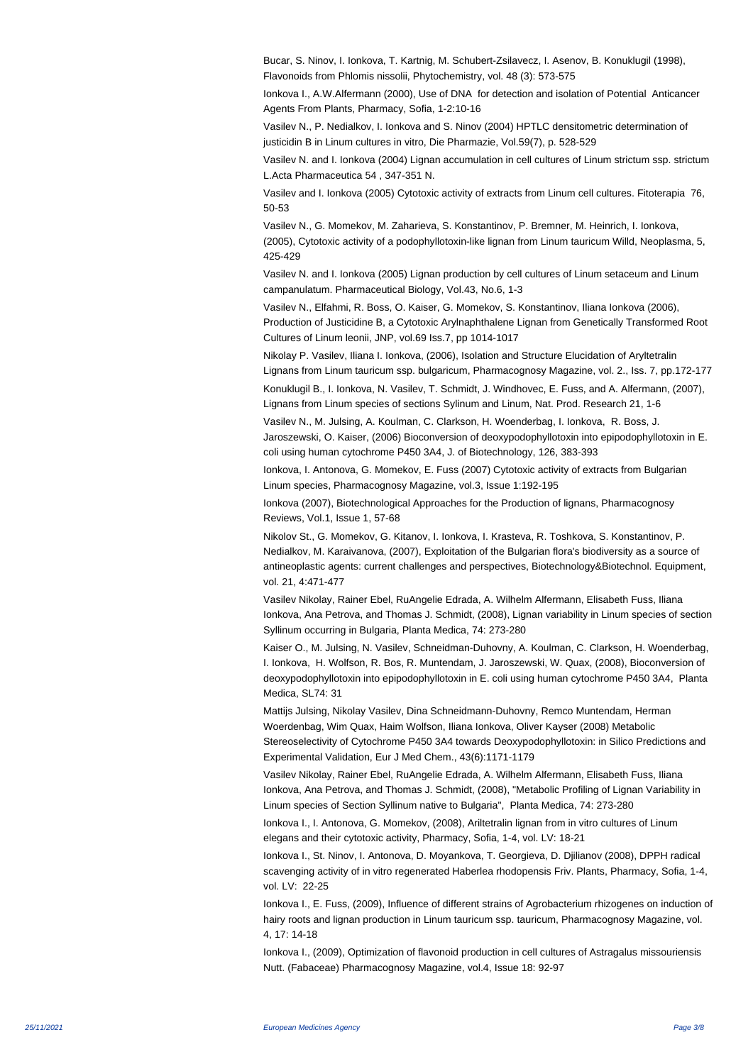Bucar, S. Ninov, I. Ionkova, T. Kartnig, M. Schubert-Zsilavecz, I. Asenov, B. Konuklugil (1998), Flavonoids from Phlomis nissolii, Phytochemistry, vol. 48 (3): 573-575

Ionkova I., A.W.Alfermann (2000), Use of DNA for detection and isolation of Potential Anticancer Agents From Plants, Pharmacy, Sofia, 1-2:10-16

Vasilev N., P. Nedialkov, I. Ionkova and S. Ninov (2004) HPTLC densitometric determination of justicidin B in Linum cultures in vitro, Die Pharmazie, Vol.59(7), p. 528-529

Vasilev N. and I. Ionkova (2004) Lignan accumulation in cell cultures of Linum strictum ssp. strictum L.Acta Pharmaceutica 54 , 347-351 N.

Vasilev and I. Ionkova (2005) Cytotoxic activity of extracts from Linum cell cultures. Fitoterapia 76, 50-53

Vasilev N., G. Momekov, M. Zaharieva, S. Konstantinov, P. Bremner, M. Heinrich, I. Ionkova, (2005), Cytotoxic activity of a podophyllotoxin-like lignan from Linum tauricum Willd, Neoplasma, 5, 425-429

Vasilev N. and I. Ionkova (2005) Lignan production by cell cultures of Linum setaceum and Linum campanulatum. Pharmaceutical Biology, Vol.43, No.6, 1-3

Vasilev N., Elfahmi, R. Boss, O. Kaiser, G. Momekov, S. Konstantinov, Iliana Ionkova (2006), Production of Justicidine B, a Cytotoxic Arylnaphthalene Lignan from Genetically Transformed Root Cultures of Linum leonii, JNP, vol.69 Iss.7, pp 1014-1017

Nikolay P. Vasilev, Iliana I. Ionkova, (2006), Isolation and Structure Elucidation of Aryltetralin Lignans from Linum tauricum ssp. bulgaricum, Pharmacognosy Magazine, vol. 2., Iss. 7, pp.172-177

Konuklugil B., I. Ionkova, N. Vasilev, T. Schmidt, J. Windhovec, E. Fuss, and A. Alfermann, (2007), Lignans from Linum species of sections Sylinum and Linum, Nat. Prod. Research 21, 1-6

Vasilev N., M. Julsing, A. Koulman, C. Clarkson, H. Woenderbag, I. Ionkova, R. Boss, J. Jaroszewski, O. Kaiser, (2006) Bioconversion of deoxypodophyllotoxin into epipodophyllotoxin in E. coli using human cytochrome P450 3A4, J. of Biotechnology, 126, 383-393

Ionkova, I. Antonova, G. Momekov, E. Fuss (2007) Cytotoxic activity of extracts from Bulgarian Linum species, Pharmacognosy Magazine, vol.3, Issue 1:192-195

Ionkova (2007), Biotechnological Approaches for the Production of lignans, Pharmacognosy Reviews, Vol.1, Issue 1, 57-68

Nikolov St., G. Momekov, G. Kitanov, I. Ionkova, I. Krasteva, R. Toshkova, S. Konstantinov, P. Nedialkov, M. Karaivanova, (2007), Exploitation of the Bulgarian flora's biodiversity as a source of antineoplastic agents: current challenges and perspectives, Biotechnology&Biotechnol. Equipment, vol. 21, 4:471-477

Vasilev Nikolay, Rainer Ebel, RuAngelie Edrada, A. Wilhelm Alfermann, Elisabeth Fuss, Iliana Ionkova, Ana Petrova, and Thomas J. Schmidt, (2008), Lignan variability in Linum species of section Syllinum occurring in Bulgaria, Planta Medica, 74: 273-280

Kaiser O., M. Julsing, N. Vasilev, Schneidman-Duhovny, A. Koulman, C. Clarkson, H. Woenderbag, I. Ionkova, H. Wolfson, R. Bos, R. Muntendam, J. Jaroszewski, W. Quax, (2008), Bioconversion of deoxypodophyllotoxin into epipodophyllotoxin in E. coli using human cytochrome P450 3A4, Planta Medica, SL74: 31

Mattijs Julsing, Nikolay Vasilev, Dina Schneidmann-Duhovny, Remco Muntendam, Herman Woerdenbag, Wim Quax, Haim Wolfson, Iliana Ionkova, Oliver Kayser (2008) Metabolic Stereoselectivity of Cytochrome P450 3A4 towards Deoxypodophyllotoxin: in Silico Predictions and Experimental Validation, Eur J Med Chem., 43(6):1171-1179

Vasilev Nikolay, Rainer Ebel, RuAngelie Edrada, A. Wilhelm Alfermann, Elisabeth Fuss, Iliana Ionkova, Ana Petrova, and Thomas J. Schmidt, (2008), "Metabolic Profiling of Lignan Variability in Linum species of Section Syllinum native to Bulgaria", Planta Medica, 74: 273-280

Ionkova I., I. Antonova, G. Momekov, (2008), Ariltetralin lignan from in vitro cultures of Linum elegans and their cytotoxic activity, Pharmacy, Sofia, 1-4, vol. LV: 18-21

Ionkova I., St. Ninov, I. Antonova, D. Moyankova, T. Georgieva, D. Djilianov (2008), DPPH radical scavenging activity of in vitro regenerated Haberlea rhodopensis Friv. Plants, Pharmacy, Sofia, 1-4, vol. LV: 22-25

Ionkova I., E. Fuss, (2009), Influence of different strains of Agrobacterium rhizogenes on induction of hairy roots and lignan production in Linum tauricum ssp. tauricum, Pharmacognosy Magazine, vol. 4, 17: 14-18

Ionkova I., (2009), Optimization of flavonoid production in cell cultures of Astragalus missouriensis Nutt. (Fabaceae) Pharmacognosy Magazine, vol.4, Issue 18: 92-97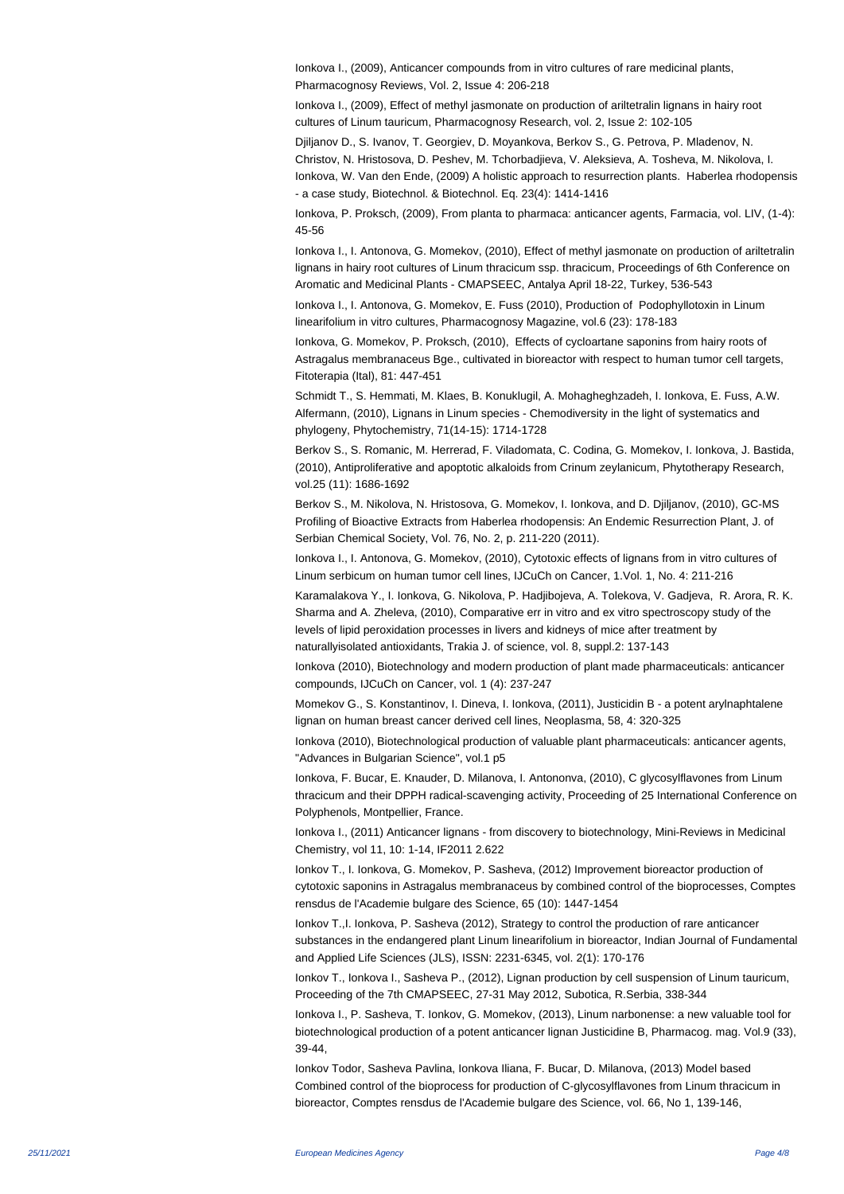Ionkova I., (2009), Anticancer compounds from in vitro cultures of rare medicinal plants, Pharmacognosy Reviews, Vol. 2, Issue 4: 206-218

Ionkova I., (2009), Effect of methyl jasmonate on production of ariltetralin lignans in hairy root cultures of Linum tauricum, Pharmacognosy Research, vol. 2, Issue 2: 102-105

Djiljanov D., S. Ivanov, T. Georgiev, D. Moyankova, Berkov S., G. Petrova, P. Mladenov, N. Christov, N. Hristosova, D. Peshev, M. Tchorbadjieva, V. Aleksieva, A. Tosheva, M. Nikolova, I. Ionkova, W. Van den Ende, (2009) A holistic approach to resurrection plants. Haberlea rhodopensis - a case study, Biotechnol. & Biotechnol. Eq. 23(4): 1414-1416

Ionkova, P. Proksch, (2009), From planta to pharmaca: anticancer agents, Farmacia, vol. LIV, (1-4): 45-56

Ionkova I., I. Antonova, G. Momekov, (2010), Effect of methyl jasmonate on production of ariltetralin lignans in hairy root cultures of Linum thracicum ssp. thracicum, Proceedings of 6th Conference on Aromatic and Medicinal Plants - CMAPSEEC, Antalya April 18-22, Turkey, 536-543

Ionkova I., I. Antonova, G. Momekov, E. Fuss (2010), Production of Podophyllotoxin in Linum linearifolium in vitro cultures, Pharmacognosy Magazine, vol.6 (23): 178-183

Ionkova, G. Momekov, P. Proksch, (2010), Effects of cycloartane saponins from hairy roots of Astragalus membranaceus Bge., cultivated in bioreactor with respect to human tumor cell targets, Fitoterapia (Ital), 81: 447-451

Schmidt T., S. Hemmati, M. Klaes, B. Konuklugil, A. Mohagheghzadeh, I. Ionkova, E. Fuss, A.W. Alfermann, (2010), Lignans in Linum species - Chemodiversity in the light of systematics and phylogeny, Phytochemistry, 71(14-15): 1714-1728

Berkov S., S. Romanic, M. Herrerad, C. Viladomata, C. Codina, G. Momekov, I. Ionkova, J. Bastida, (2010), Antiproliferative and apoptotic alkaloids from Crinum zeylanicum, Phytotherapy Research, vol.25 (11): 1686-1692

Berkov S., M. Nikolova, N. Hristosova, G. Momekov, I. Ionkova, and D. Djiljanov, (2010), GC-MS Profiling of Bioactive Extracts from Haberlea rhodopensis: An Endemic Resurrection Plant, J. of Serbian Chemical Society, Vol. 76, No. 2, p. 211-220 (2011).

Ionkova I., I. Antonova, G. Momekov, (2010), Cytotoxic effects of lignans from in vitro cultures of Linum serbicum on human tumor cell lines, IJCuCh on Cancer, 1.Vol. 1, No. 4: 211-216

Karamalakova Y., I. Ionkova, G. Nikolova, P. Hadjibojeva, A. Tolekova, V. Gadjeva, R. Arora, R. K. Sharma and A. Zheleva, (2010), Comparative err in vitro and ex vitro spectroscopy study of the levels of lipid peroxidation processes in livers and kidneys of mice after treatment by naturallyisolated antioxidants, Trakia J. of science, vol. 8, suppl.2: 137-143

Ionkova (2010), Biotechnology and modern production of plant made pharmaceuticals: anticancer compounds, IJCuCh on Cancer, vol. 1 (4): 237-247

Momekov G., S. Konstantinov, I. Dineva, I. Ionkova, (2011), Justicidin B - a potent arylnaphtalene lignan on human breast cancer derived cell lines, Neoplasma, 58, 4: 320-325

Ionkova (2010), Biotechnological production of valuable plant pharmaceuticals: anticancer agents, "Advances in Bulgarian Science", vol.1 p5

Ionkova, F. Bucar, E. Knauder, D. Milanova, I. Antononva, (2010), C glycosylflavones from Linum thracicum and their DPPH radical-scavenging activity, Proceeding of 25 International Conference on Polyphenols, Montpellier, France.

Ionkova I., (2011) Anticancer lignans - from discovery to biotechnology, Mini-Reviews in Medicinal Chemistry, vol 11, 10: 1-14, IF2011 2.622

Ionkov T., I. Ionkova, G. Momekov, P. Sasheva, (2012) Improvement bioreactor production of cytotoxic saponins in Astragalus membranaceus by combined control of the bioprocesses, Comptes rensdus de l'Academie bulgare des Science, 65 (10): 1447-1454

Ionkov T.,I. Ionkova, P. Sasheva (2012), Strategy to control the production of rare anticancer substances in the endangered plant Linum linearifolium in bioreactor, Indian Journal of Fundamental and Applied Life Sciences (JLS), ISSN: 2231-6345, vol. 2(1): 170-176

Ionkov T., Ionkova I., Sasheva P., (2012), Lignan production by cell suspension of Linum taurісum, Proceeding of the 7th CMAPSEEC, 27-31 May 2012, Subotica, R.Serbia, 338-344

Ionkova I., P. Sasheva, T. Ionkov, G. Momekov, (2013), Linum narbonense: a new valuable tool for biotechnological production of a potent anticancer lignan Justicidine B, Pharmacog. mag. Vol.9 (33), 39-44,

Ionkov Todor, Sasheva Pavlina, Ionkova Iliana, F. Bucar, D. Milanova, (2013) Model based Combined control of the bioprocess for production of C-glycosylflavones from Linum thracicum in bioreactor, Comptes rensdus de l'Academie bulgare des Science, vol. 66, No 1, 139-146,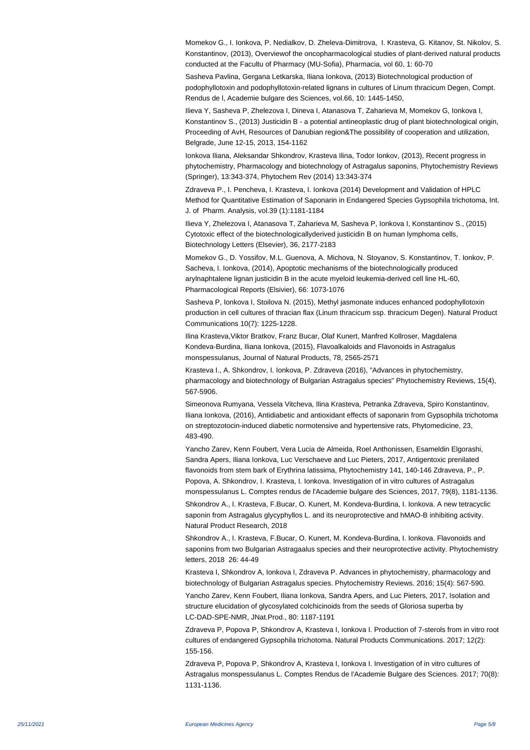Momekov G., I. Ionkova, P. Nedialkov, D. Zheleva-Dimitrova, I. Krasteva, G. Kitanov, St. Nikolov, S. Konstantinov, (2013), Overviewof the oncopharmacological studies of plant-derived natural products conducted at the Facultu of Pharmacy (MU-Sofia), Pharmacia, vol 60, 1: 60-70

Sasheva Pavlina, Gergana Letkarska, Iliana Ionkova, (2013) Biotechnological production of podophyllotoxin and podophyllotoxin-related lignans in cultures of Linum thracicum Degen, Compt. Rendus de l, Academie bulgare des Sciences, vol.66, 10: 1445-1450,

Ilieva Y, Sasheva P, Zhelezova I, Dineva I, Atanasova T, Zaharieva M, Momekov G, Ionkova I, Konstantinov S., (2013) Justicidin B - a potential antineoplastic drug of plant biotechnological origin, Proceeding of AvH, Resources of Danubian region&The possibility of cooperation and utilization, Belgrade, June 12-15, 2013, 154-1162

Ionkova Iliana, Aleksandar Shkondrov, Krasteva Ilina, Todor Ionkov, (2013), Recent progress in phytochemistry, Pharmacology and biotechnology of Astragalus saponins, Phytochemistry Reviews (Springer), 13:343-374, Phytochem Rev (2014) 13:343-374

Zdraveva P., I. Pencheva, I. Krasteva, I. Ionkova (2014) Development and Validation of HPLC Method for Quantitative Estimation of Saponarin in Endangered Species Gypsophila trichotoma, Int. J. of Pharm. Analysis, vol.39 (1):1181-1184

Ilieva Y, Zhelezova I, Atanasova T, Zaharieva M, Sasheva P, Ionkova I, Konstantinov S., (2015) Cytotoxic effect of the biotechnologicallyderived justicidin B on human lymphoma cells, Biotechnology Letters (Elsevier), 36, 2177-2183

Momekov G., D. Yossifov, M.L. Guenova, A. Michova, N. Stoyanov, S. Konstantinov, T. Ionkov, P. Sacheva, I. Ionkova, (2014), Apoptotic mechanisms of the biotechnologically produced arylnaphtalene lignan justicidin B in the acute myeloid leukemia-derived cell line HL-60, Pharmacological Reports (Elsivier), 66: 1073-1076

Sasheva P, Ionkova I, Stoilova N. (2015), Methyl jasmonate induces enhanced podophyllotoxin production in cell cultures of thracian flax (Linum thracicum ssp. thracicum Degen). Natural Product Communications 10(7): 1225-1228.

Ilina Krasteva,Viktor Bratkov, Franz Bucar, Olaf Kunert, Manfred Kollroser, Magdalena Kondeva-Burdina, Iliana Ionkova, (2015), Flavoalkaloids and Flavonoids in Astragalus monspessulanus, Journal of Natural Products, 78, 2565-2571

Krasteva I., A. Shkondrov, I. Ionkova, P. Zdraveva (2016), "Advances in phytochemistry, pharmacology and biotechnology of Bulgarian Astragalus species" Phytochemistry Reviews, 15(4), 567-5906.

Simeonova Rumyana, Vessela Vitcheva, Ilina Krasteva, Petranka Zdraveva, Spiro Konstantinov, Iliana Ionkova, (2016), Antidiabetic and antioxidant effects of saponarin from Gypsophila trichotoma on streptozotocin-induced diabetic normotensive and hypertensive rats, Phytomedicine, 23, 483-490.

Yancho Zarev, Kenn Foubert, Vera Lucia de Almeida, Roel Anthonissen, Esameldin Elgorashi, Sandra Apers, Iliana Ionkova, Luc Verschaeve and Luc Pieters, 2017, Antigentoxic prenilated flavonoids from stem bark of Erythrina latissima, Phytochemistry 141, 140-146 Zdraveva, P., P. Popova, A. Shkondrov, I. Krasteva, I. Ionkova. Investigation of in vitro cultures of Astragalus monspessulanus L. Comptes rendus de l'Academie bulgare des Sciences, 2017, 79(8), 1181-1136.

Shkondrov A., I. Krasteva, F.Bucar, O. Kunert, M. Kondeva-Burdina, I. Ionkova. A new tetracyclic saponin from Astragalus glycyphyllos L. and its neuroprotective and hMAO-B inhibiting activity. Natural Product Research, 2018

Shkondrov A., I. Krasteva, F.Bucar, O. Kunert, M. Kondeva-Burdina, I. Ionkova. Flavonoids and saponins from two Bulgarian Astragaalus species and their neuroprotective activity. Phytochemistry letters, 2018 26: 44-49

Krasteva I, Shkondrov A, Ionkova I, Zdraveva P. Advances in phytochemistry, pharmacology and biotechnology of Bulgarian Astragalus species. Phytochemistry Reviews. 2016; 15(4): 567-590.

Yancho Zarev, Kenn Foubert, Iliana Ionkova, Sandra Apers, and Luc Pieters, 2017, Isolation and structure elucidation of glycosylated colchicinoids from the seeds of Gloriosa superba by LC-DAD-SPE-NMR, JNat.Prod., 80: 1187-1191

Zdraveva P, Popova P, Shkondrov A, Krasteva I, Ionkova I. Production of 7-sterols from in vitro root cultures of endangered Gypsophila trichotoma. Natural Products Communications. 2017; 12(2): 155-156.

Zdraveva P, Popova P, Shkondrov A, Krasteva I, Ionkova I. Investigation of in vitro cultures of Astragalus monspessulanus L. Comptes Rendus de l'Academie Bulgare des Sciences. 2017; 70(8): 1131-1136.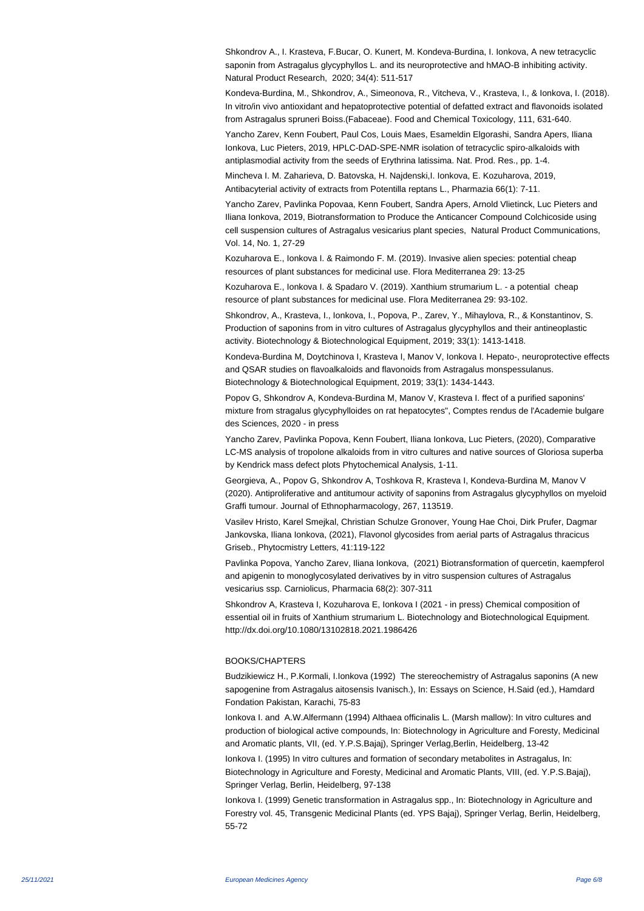Shkondrov A., I. Krasteva, F.Bucar, O. Kunert, M. Kondeva-Burdina, I. Ionkova, A new tetracyclic saponin from Astragalus glycyphyllos L. and its neuroprotective and hMAO-B inhibiting activity. Natural Product Research, 2020; 34(4): 511-517

Kondeva-Burdina, M., Shkondrov, A., Simeonova, R., Vitcheva, V., Krasteva, I., & Ionkova, I. (2018). In vitro/in vivo antioxidant and hepatoprotective potential of defatted extract and flavonoids isolated from Astragalus spruneri Boiss.(Fabaceae). Food and Chemical Toxicology, 111, 631-640.

Yancho Zarev, Kenn Foubert, Paul Cos, Louis Maes, Esameldin Elgorashi, Sandra Apers, Iliana Ionkova, Luc Pieters, 2019, HPLC-DAD-SPE-NMR isolation of tetracyclic spiro-alkaloids with antiplasmodial activity from the seeds of Erythrina latissima. Nat. Prod. Res., pp. 1-4.

Mincheva I. M. Zaharieva, D. Batovska, H. Najdenski,I. Ionkova, E. Kozuharova, 2019, Antibacyterial activity of extracts from Potentilla reptans L., Pharmazia 66(1): 7-11.

Yancho Zarev, Pavlinka Popovaa, Kenn Foubert, Sandra Apers, Arnold Vlietinck, Luc Pieters and Iliana Ionkova, 2019, Biotransformation to Produce the Anticancer Compound Colchicoside using cell suspension cultures of Astragalus vesicarius plant species, Natural Product Communications, Vol. 14, No. 1, 27-29

Kozuharova E., Ionkova I. & Raimondo F. M. (2019). Invasive alien species: potential cheap resources of plant substances for medicinal use. Flora Mediterranea 29: 13-25

Kozuharova E., Ionkova I. & Spadaro V. (2019). Xanthium strumarium L. - a potential cheap resource of plant substances for medicinal use. Flora Mediterranea 29: 93-102.

Shkondrov, A., Krasteva, I., Ionkova, I., Popova, P., Zarev, Y., Mihaylova, R., & Konstantinov, S. Production of saponins from in vitro cultures of Astragalus glycyphyllos and their antineoplastic activity. Biotechnology & Biotechnological Equipment, 2019; 33(1): 1413-1418.

Kondeva-Burdina M, Doytchinova I, Krasteva I, Manov V, Ionkova I. Hepato-, neuroprotective effects and QSAR studies on flavoalkaloids and flavonoids from Astragalus monspessulanus. Biotechnology & Biotechnological Equipment, 2019; 33(1): 1434-1443.

Popov G, Shkondrov A, Kondeva-Burdina M, Manov V, Krasteva I. ffect of a purified saponins' mixture from stragalus glycyphylloides on rat hepatocytes", Comptes rendus de l'Academie bulgare des Sciences, 2020 - in press

Yancho Zarev, Pavlinka Popova, Kenn Foubert, Iliana Ionkova, Luc Pieters, (2020), Comparative LC-MS analysis of tropolone alkaloids from in vitro cultures and native sources of Gloriosa superba by Kendrick mass defect plots Phytochemical Analysis, 1-11.

Georgieva, A., Popov G, Shkondrov A, Toshkova R, Krasteva I, Kondeva-Burdina M, Manov V (2020). Antiproliferative and antitumour activity of saponins from Astragalus glycyphyllos on myeloid Graffi tumour. Journal of Ethnopharmacology, 267, 113519.

Vasilev Hristo, Karel Smejkal, Christian Schulze Gronover, Young Hae Choi, Dirk Prufer, Dagmar Jankovska, Iliana Ionkova, (2021), Flavonol glycosides from aerial parts of Astragalus thracicus Griseb., Phytocmistry Letters, 41:119-122

Pavlinka Popova, Yancho Zarev, Iliana Ionkova, (2021) Biotransformation of quercetin, kaempferol and apigenin to monoglycosylated derivatives by in vitro suspension cultures of Astragalus vesicarius ssp. Carniolicus, Pharmacia 68(2): 307-311

Shkondrov A, Krasteva I, Kozuharova E, Ionkova I (2021 - in press) Chemical composition of essential oil in fruits of Xanthium strumarium L. Biotechnology and Biotechnological Equipment. http://dx.doi.org/10.1080/13102818.2021.1986426

## BOOKS/CHAPTERS

Budzikiewicz H., P.Kormali, I.Ionkova (1992) The stereochemistry of Astragalus saponins (A new sapogenine from Astragalus aitosensis Ivanisch.), In: Essays on Science, H.Said (ed.), Hamdard Fondation Pakistan, Karachi, 75-83

Ionkova I. and A.W.Alfermann (1994) Althaea officinalis L. (Marsh mallow): In vitro cultures and production of biological active compounds, In: Biotechnology in Agriculture and Foresty, Medicinal and Aromatic plants, VII, (ed. Y.P.S.Bajaj), Springer Verlag,Berlin, Heidelberg, 13-42

Ionkova I. (1995) In vitro cultures and formation of secondary metabolites in Astragalus, In: Biotechnology in Agriculture and Foresty, Medicinal and Aromatic Plants, VIII, (ed. Y.P.S.Bajaj), Springer Verlag, Berlin, Heidelberg, 97-138

Ionkova I. (1999) Genetic transformation in Astragalus spp., In: Biotechnology in Agriculture and Forestry vol. 45, Transgenic Medicinal Plants (ed. YPS Bajaj), Springer Verlag, Berlin, Heidelberg, 55-72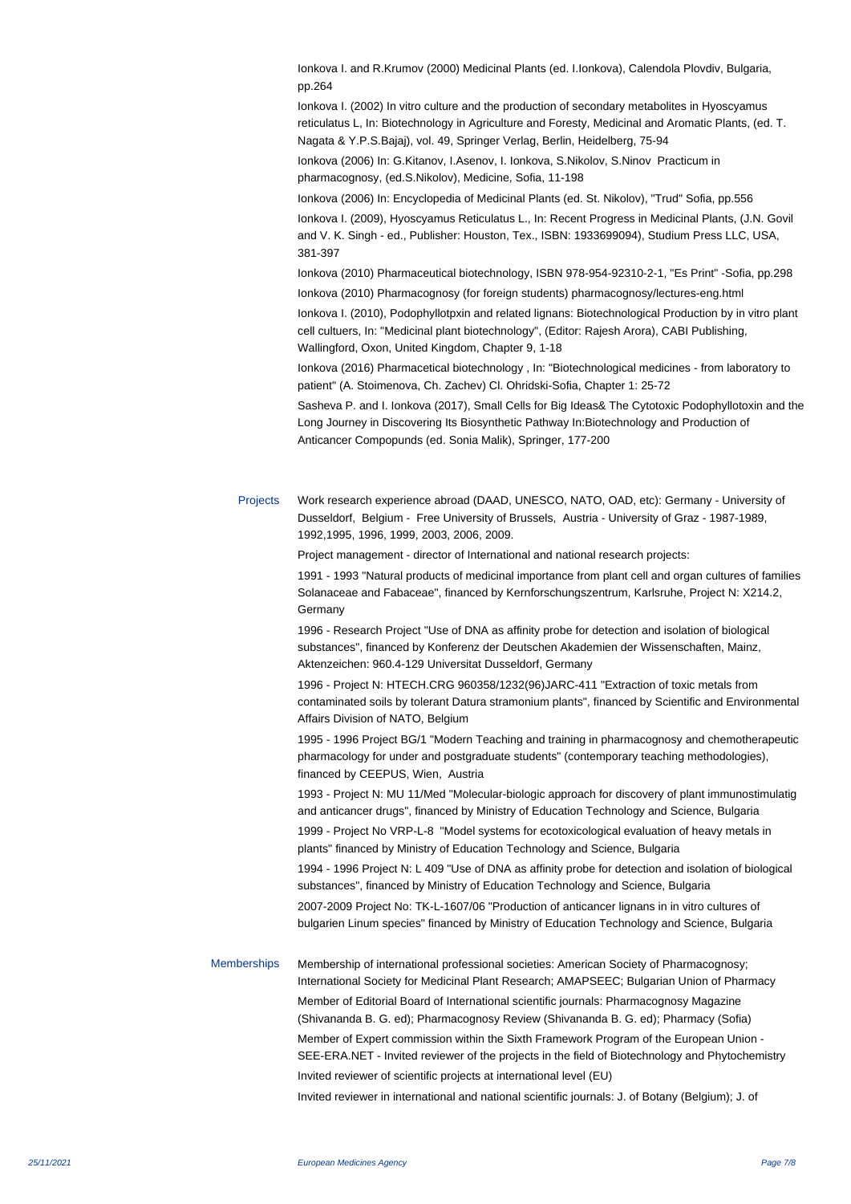Ionkova I. and R.Krumov (2000) Medicinal Plants (ed. I.Ionkova), Calendola Plovdiv, Bulgaria, pp.264

Ionkova I. (2002) In vitro culture and the production of secondary metabolites in Hyoscyamus reticulatus L, In: Biotechnology in Agriculture and Foresty, Medicinal and Aromatic Plants, (ed. T. Nagata & Y.P.S.Bajaj), vol. 49, Springer Verlag, Berlin, Heidelberg, 75-94

Ionkova (2006) In: G.Kitanov, I.Asenov, I. Ionkova, S.Nikolov, S.Ninov Practicum in pharmacognosy, (ed.S.Nikolov), Medicine, Sofia, 11-198

Ionkova (2006) In: Encyclopedia of Medicinal Plants (ed. St. Nikolov), "Trud" Sofia, pp.556

Ionkova I. (2009), Hyoscyamus Reticulatus L., In: Recent Progress in Medicinal Plants, (J.N. Govil and V. K. Singh - ed., Publisher: Houston, Tex., ISBN: 1933699094), Studium Press LLC, USA, 381-397

Ionkova (2010) Pharmaceutical biotechnology, ISBN 978-954-92310-2-1, "Es Print" -Sofia, pp.298

Ionkova (2010) Pharmacognosy (for foreign students) pharmacognosy/lectures-eng.html

Ionkova I. (2010), Podophyllotpxin and related lignans: Biotechnological Production by in vitro plant cell cultuers, In: "Medicinal plant biotechnology", (Editor: Rajesh Arora), CABI Publishing, Wallingford, Oxon, United Kingdom, Chapter 9, 1-18

Ionkova (2016) Pharmacetical biotechnology , In: "Biotechnological medicines - from laboratory to patient" (A. Stoimenova, Ch. Zachev) Cl. Ohridski-Sofia, Chapter 1: 25-72

Sasheva P. and I. Ionkova (2017), Small Cells for Big Ideas& The Cytotoxic Podophyllotoxin and the Long Journey in Discovering Its Biosynthetic Pathway In:Biotechnology and Production of Anticancer Compopunds (ed. Sonia Malik), Springer, 177-200

**Projects**

Work research experience abroad (DAAD, UNESCO, NATO, OAD, etc): Germany - University of Dusseldorf, Belgium - Free University of Brussels, Austria - University of Graz - 1987-1989, 1992,1995, 1996, 1999, 2003, 2006, 2009.

Project management - director of International and national research projects:

1991 - 1993 "Natural products of medicinal importance from plant cell and organ cultures of families Solanaceae and Fabaceae", financed by Kernforschungszentrum, Karlsruhe, Project N: X214.2, Germany

1996 - Research Project "Use of DNA as affinity probe for detection and isolation of biological substances", financed by Konferenz der Deutschen Akademien der Wissenschaften, Mainz, Aktenzeichen: 960.4-129 Universitat Dusseldorf, Germany

1996 - Project N: HTECH.CRG 960358/1232(96)JARC-411 "Extraction of toxic metals from contaminated soils by tolerant Datura stramonium plants", financed by Scientific and Environmental Affairs Division of NATO, Belgium

1995 - 1996 Project BG/1 "Modern Teaching and training in pharmacognosy and chemotherapeutic pharmacology for under and postgraduate students" (contemporary teaching methodologies), financed by CEEPUS, Wien, Austria

1993 - Project N: MU 11/Med "Molecular-biologic approach for discovery of plant immunostimulatig and anticancer drugs", financed by Ministry of Education Technology and Science, Bulgaria

1999 - Project No VRP-L-8 "Model systems for ecotoxicological evaluation of heavy metals in plants" financed by Ministry of Education Technology and Science, Bulgaria

1994 - 1996 Project N: L 409 "Use of DNA as affinity probe for detection and isolation of biological substances", financed by Ministry of Education Technology and Science, Bulgaria

2007-2009 Project No: TK-L-1607/06 "Production of anticancer lignans in in vitro cultures of bulgarien Linum species" financed by Ministry of Education Technology and Science, Bulgaria

**Memberships**

Membership of international professional societies: American Society of Pharmacognosy; International Society for Medicinal Plant Research; AMAPSEEC; Bulgarian Union of Pharmacy

Member of Editorial Board of International scientific journals: Pharmacognosy Magazine (Shivananda B. G. ed); Pharmacognosy Review (Shivananda B. G. ed); Pharmacy (Sofia)

Member of Expert commission within the Sixth Framework Program of the European Union - SEE-ERA.NET - Invited reviewer of the projects in the field of Biotechnology and Phytochemistry

Invited reviewer of scientific projects at international level (EU)

Invited reviewer in international and national scientific journals: J. of Botany (Belgium); J. of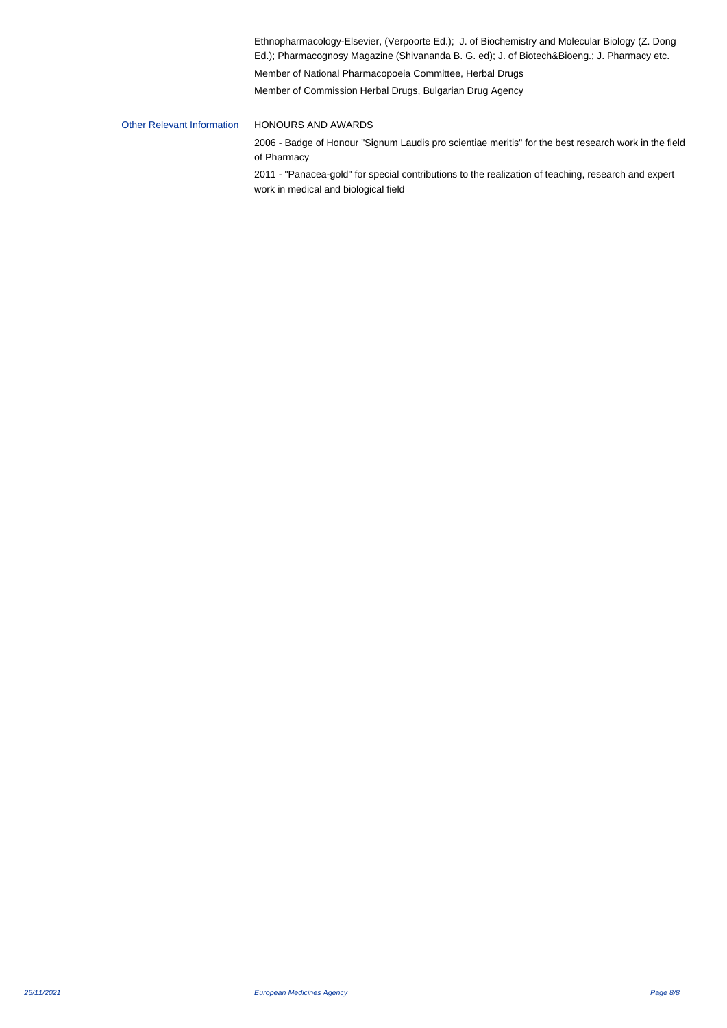Ethnopharmacology-Elsevier, (Verpoorte Ed.); J. of Biochemistry and Molecular Biology (Z. Dong Ed.); Pharmacognosy Magazine (Shivananda B. G. ed); J. of Biotech&Bioeng.; J. Pharmacy etc.

Member of National Pharmacopoeia Committee, Herbal Drugs

Member of Commission Herbal Drugs, Bulgarian Drug Agency

Other Relevant Information

HONOURS AND AWARDS

2006 - Badge of Honour "Signum Laudis pro scientiae meritis" for the best research work in the field of Pharmacy

2011 - "Panacea-gold" for special contributions to the realization of teaching, research and expert work in medical and biological field